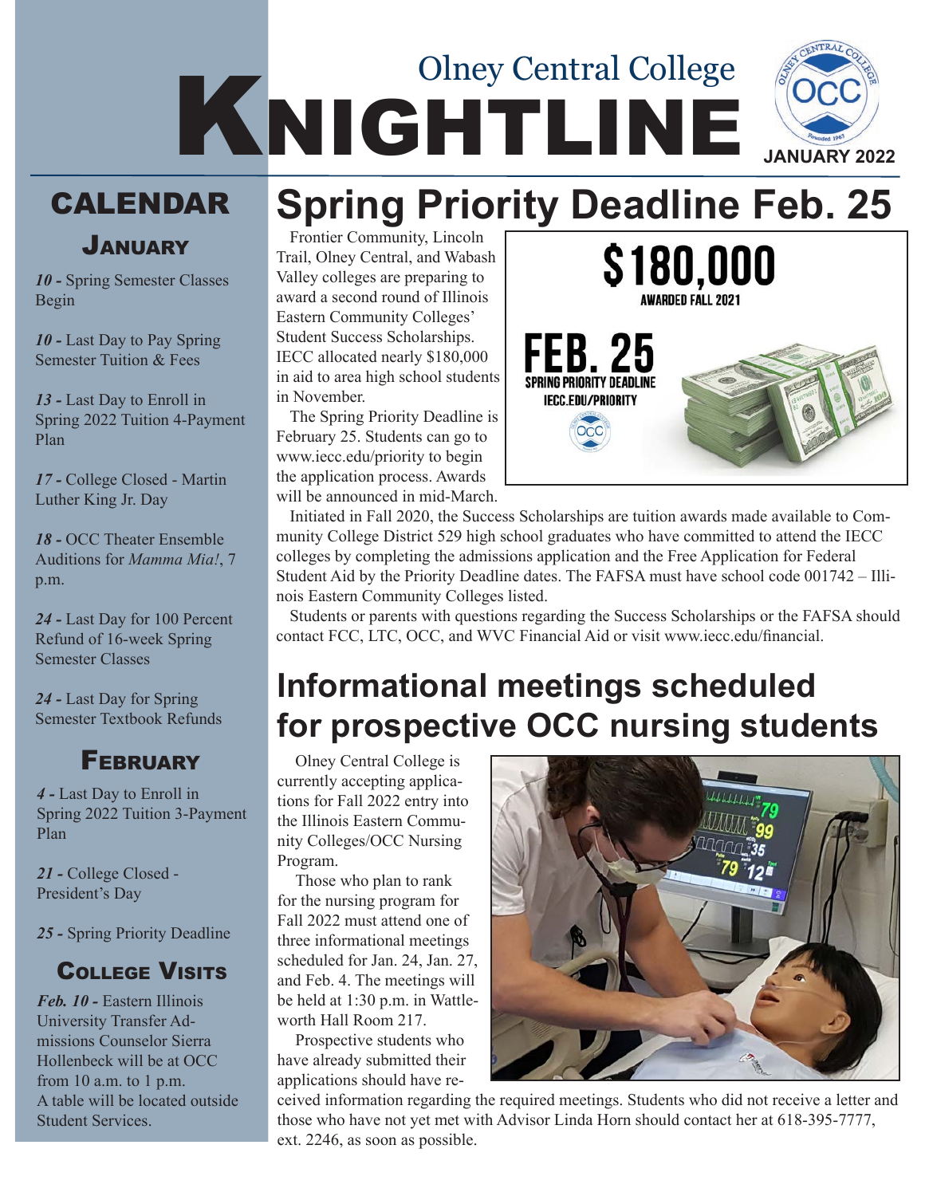# Olney Central College KNIGHTLINE

JANUARY 2022

## CALENDAR

### January

***10 -*** Spring Semester Classes Begin

***10 -*** Last Day to Pay Spring Semester Tuition & Fees

***13 -*** Last Day to Enroll in Spring 2022 Tuition 4-Payment Plan

***17 -*** College Closed - Martin Luther King Jr. Day

***18 -*** OCC Theater Ensemble Auditions for *Mamma Mia!*, 7 p.m.

***24 -*** Last Day for 100 Percent Refund of 16-week Spring Semester Classes

***24 -*** Last Day for Spring Semester Textbook Refunds

### February

***4 -*** Last Day to Enroll in Spring 2022 Tuition 3-Payment Plan

***21 -*** College Closed - President's Day

***25 -*** Spring Priority Deadline

### College Visits

***Feb. 10 -*** Eastern Illinois University Transfer Admissions Counselor Sierra Hollenbeck will be at OCC from 10 a.m. to 1 p.m. A table will be located outside Student Services.

## Spring Priority Deadline Feb. 25

Frontier Community, Lincoln Trail, Olney Central, and Wabash Valley colleges are preparing to award a second round of Illinois Eastern Community Colleges' Student Success Scholarships. IECC allocated nearly $180,000 in aid to area high school students in November.

The Spring Priority Deadline is February 25. Students can go to www.iecc.edu/priority to begin the application process. Awards will be announced in mid-March.

$180,000 AWARDED FALL 2021

FEB. 25 SPRING PRIORITY DEADLINE IECC.EDU/PRIORITY

Initiated in Fall 2020, the Success Scholarships are tuition awards made available to Community College District 529 high school graduates who have committed to attend the IECC colleges by completing the admissions application and the Free Application for Federal Student Aid by the Priority Deadline dates. The FAFSA must have school code 001742 – Illinois Eastern Community Colleges listed.

Students or parents with questions regarding the Success Scholarships or the FAFSA should contact FCC, LTC, OCC, and WVC Financial Aid or visit www.iecc.edu/financial.

## Informational meetings scheduled for prospective OCC nursing students

Olney Central College is currently accepting applications for Fall 2022 entry into the Illinois Eastern Community Colleges/OCC Nursing Program.

Those who plan to rank for the nursing program for Fall 2022 must attend one of three informational meetings scheduled for Jan. 24, Jan. 27, and Feb. 4. The meetings will be held at 1:30 p.m. in Wattleworth Hall Room 217.

Prospective students who have already submitted their applications should have received information regarding the required meetings. Students who did not receive a letter and those who have not yet met with Advisor Linda Horn should contact her at 618-395-7777, ext. 2246, as soon as possible.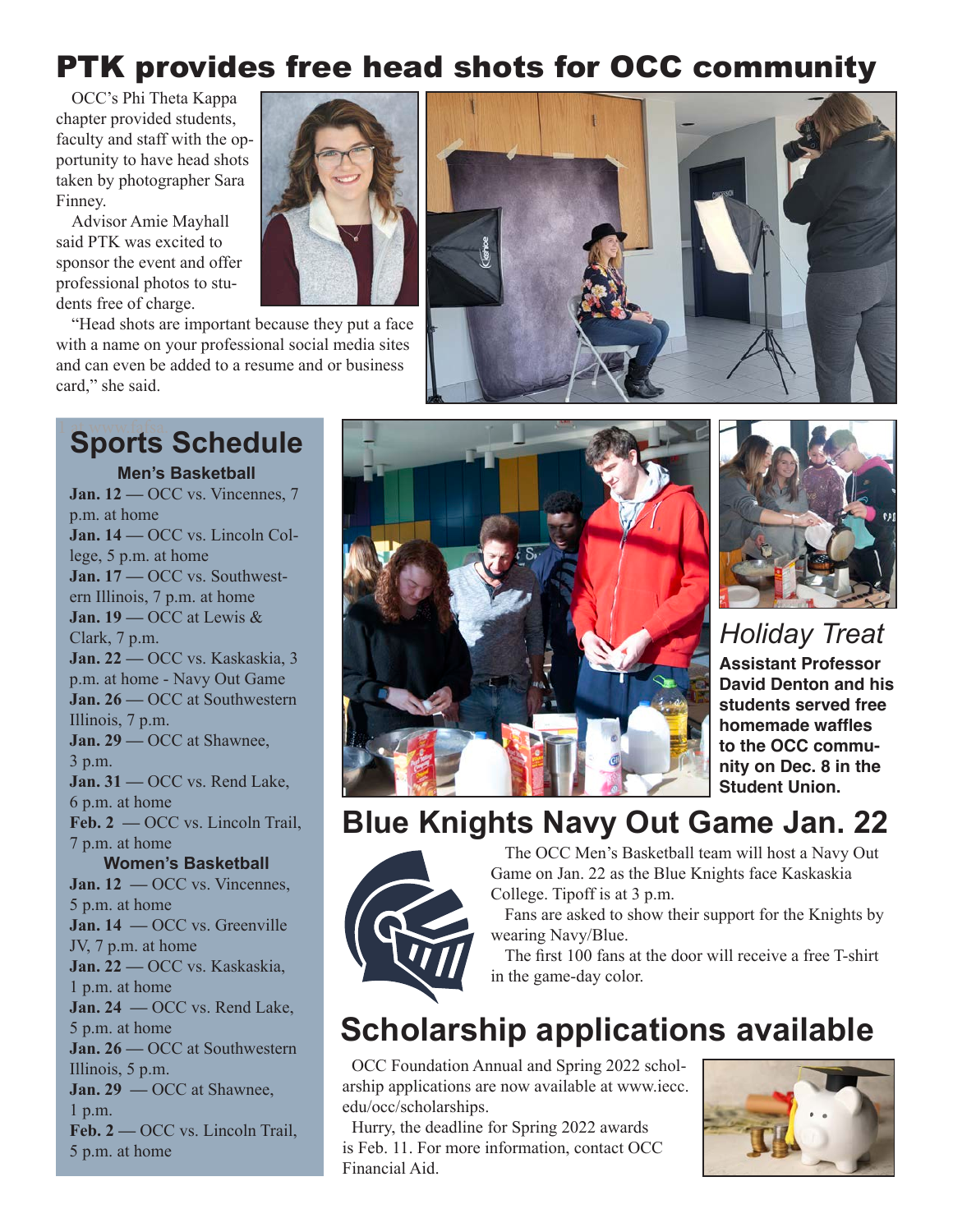# PTK provides free head shots for OCC community

OCC's Phi Theta Kappa chapter provided students, faculty and staff with the opportunity to have head shots taken by photographer Sara Finney.

Advisor Amie Mayhall said PTK was excited to sponsor the event and offer professional photos to students free of charge.

"Head shots are important because they put a face with a name on your professional social media sites and can even be added to a resume and or business card," she said.

## Sports Schedule

### Men's Basketball

**Jan. 12** — OCC vs. Vincennes, 7 p.m. at home
**Jan. 14** — OCC vs. Lincoln College, 5 p.m. at home
**Jan. 17** — OCC vs. Southwestern Illinois, 7 p.m. at home
**Jan. 19** — OCC at Lewis & Clark, 7 p.m.
**Jan. 22** — OCC vs. Kaskaskia, 3 p.m. at home - Navy Out Game
**Jan. 26** — OCC at Southwestern Illinois, 7 p.m.
**Jan. 29** — OCC at Shawnee, 3 p.m.
**Jan. 31** — OCC vs. Rend Lake, 6 p.m. at home
**Feb. 2** — OCC vs. Lincoln Trail, 7 p.m. at home

### Women's Basketball

**Jan. 12** — OCC vs. Vincennes, 5 p.m. at home
**Jan. 14** — OCC vs. Greenville JV, 7 p.m. at home
**Jan. 22** — OCC vs. Kaskaskia, 1 p.m. at home
**Jan. 24** — OCC vs. Rend Lake, 5 p.m. at home
**Jan. 26** — OCC at Southwestern Illinois, 5 p.m.
**Jan. 29** — OCC at Shawnee, 1 p.m.
**Feb. 2** — OCC vs. Lincoln Trail, 5 p.m. at home

## *Holiday Treat*

**Assistant Professor David Denton and his students served free homemade waffles to the OCC community on Dec. 8 in the Student Union.**

## Blue Knights Navy Out Game Jan. 22

The OCC Men's Basketball team will host a Navy Out Game on Jan. 22 as the Blue Knights face Kaskaskia College. Tipoff is at 3 p.m.

Fans are asked to show their support for the Knights by wearing Navy/Blue.

The first 100 fans at the door will receive a free T-shirt in the game-day color.

## Scholarship applications available

OCC Foundation Annual and Spring 2022 scholarship applications are now available at www.iecc.edu/occ/scholarships.

Hurry, the deadline for Spring 2022 awards is Feb. 11. For more information, contact OCC Financial Aid.